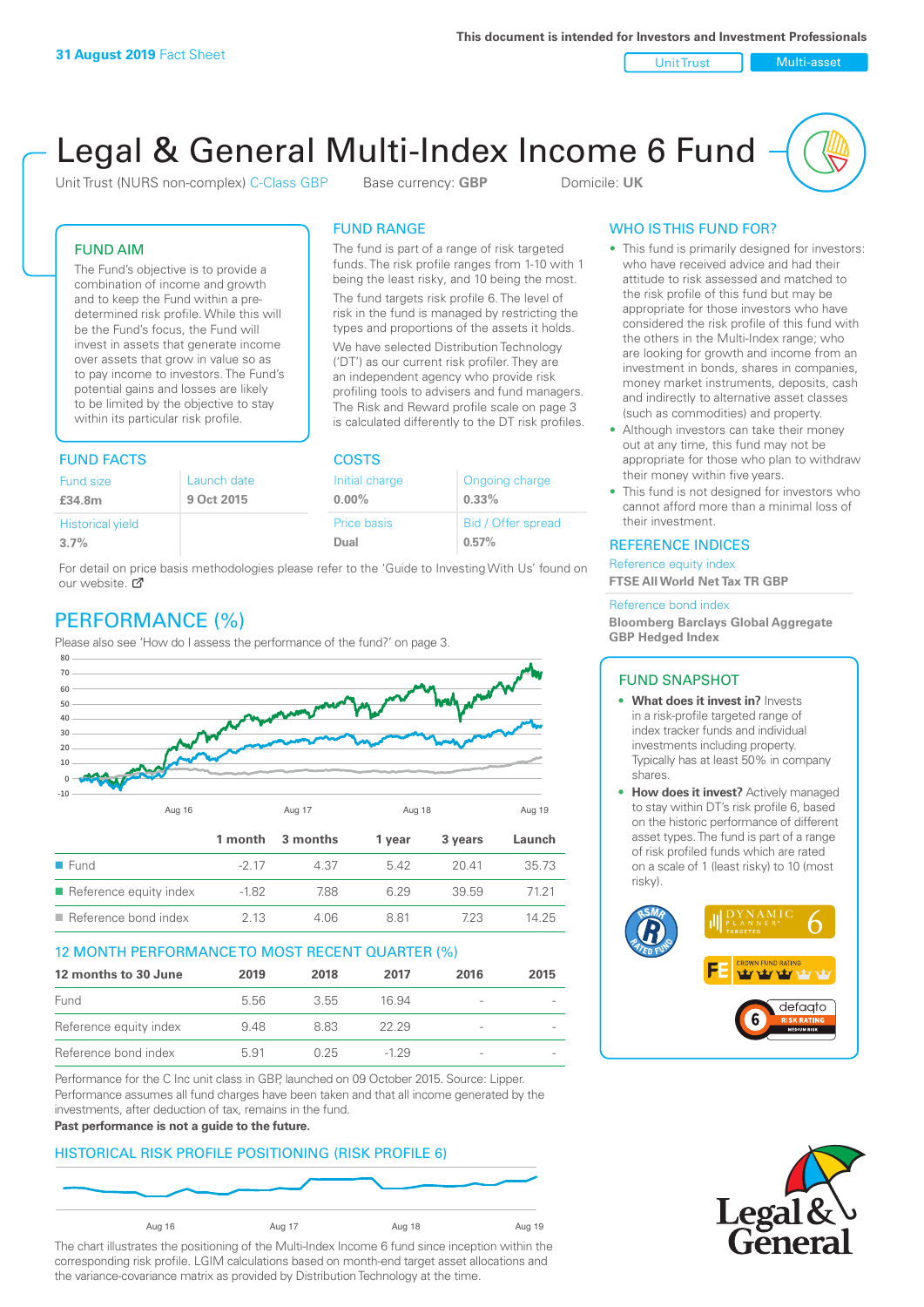**31 August 2019** Fact Sheet

This document is intended for Investors and Investment Professionals

Unit Trust | Multi-asset

# Legal & General Multi-Index Income 6 Fund

Unit Trust (NURS non-complex) C-Class GBP    Base currency: **GBP**    Domicile: **UK**

## FUND AIM

The Fund's objective is to provide a combination of income and growth and to keep the Fund within a pre-determined risk profile. While this will be the Fund's focus, the Fund will invest in assets that generate income over assets that grow in value so as to pay income to investors. The Fund's potential gains and losses are likely to be limited by the objective to stay within its particular risk profile.

## FUND RANGE

The fund is part of a range of risk targeted funds. The risk profile ranges from 1-10 with 1 being the least risky, and 10 being the most.

The fund targets risk profile 6. The level of risk in the fund is managed by restricting the types and proportions of the assets it holds.

We have selected Distribution Technology ('DT') as our current risk profiler. They are an independent agency who provide risk profiling tools to advisers and fund managers. The Risk and Reward profile scale on page 3 is calculated differently to the DT risk profiles.

## FUND FACTS

| Fund size | Launch date |
|---|---|
| **£34.8m** | **9 Oct 2015** |
| Historical yield | |
| **3.7%** | |

## COSTS

| Initial charge | Ongoing charge |
|---|---|
| **0.00%** | **0.33%** |
| Price basis | Bid / Offer spread |
| **Dual** | **0.57%** |

For detail on price basis methodologies please refer to the 'Guide to Investing With Us' found on our website.

## PERFORMANCE (%)

Please also see 'How do I assess the performance of the fund?' on page 3.

| | 1 month | 3 months | 1 year | 3 years | Launch |
|---|---|---|---|---|---|
| Fund | -2.17 | 4.37 | 5.42 | 20.41 | 35.73 |
| Reference equity index | -1.82 | 7.88 | 6.29 | 39.59 | 71.21 |
| Reference bond index | 2.13 | 4.06 | 8.81 | 7.23 | 14.25 |

## 12 MONTH PERFORMANCE TO MOST RECENT QUARTER (%)

| 12 months to 30 June | 2019 | 2018 | 2017 | 2016 | 2015 |
|---|---|---|---|---|---|
| Fund | 5.56 | 3.55 | 16.94 | - | - |
| Reference equity index | 9.48 | 8.83 | 22.29 | - | - |
| Reference bond index | 5.91 | 0.25 | -1.29 | - | - |

Performance for the C Inc unit class in GBP, launched on 09 October 2015. Source: Lipper. Performance assumes all fund charges have been taken and that all income generated by the investments, after deduction of tax, remains in the fund.

**Past performance is not a guide to the future.**

## HISTORICAL RISK PROFILE POSITIONING (RISK PROFILE 6)

The chart illustrates the positioning of the Multi-Index Income 6 fund since inception within the corresponding risk profile. LGIM calculations based on month-end target asset allocations and the variance-covariance matrix as provided by Distribution Technology at the time.

## WHO IS THIS FUND FOR?

- This fund is primarily designed for investors: who have received advice and had their attitude to risk assessed and matched to the risk profile of this fund but may be appropriate for those investors who have considered the risk profile of this fund with the others in the Multi-Index range; who are looking for growth and income from an investment in bonds, shares in companies, money market instruments, deposits, cash and indirectly to alternative asset classes (such as commodities) and property.
- Although investors can take their money out at any time, this fund may not be appropriate for those who plan to withdraw their money within five years.
- This fund is not designed for investors who cannot afford more than a minimal loss of their investment.

## REFERENCE INDICES

Reference equity index
**FTSE All World Net Tax TR GBP**

Reference bond index
**Bloomberg Barclays Global Aggregate GBP Hedged Index**

## FUND SNAPSHOT

- **What does it invest in?** Invests in a risk-profile targeted range of index tracker funds and individual investments including property. Typically has at least 50% in company shares.
- **How does it invest?** Actively managed to stay within DT's risk profile 6, based on the historic performance of different asset types. The fund is part of a range of risk profiled funds which are rated on a scale of 1 (least risky) to 10 (most risky).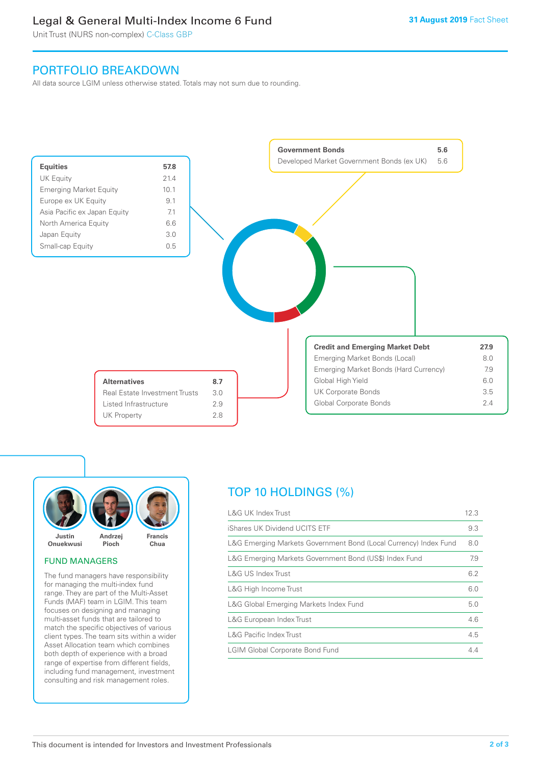## PORTFOLIO BREAKDOWN

All data source LGIM unless otherwise stated. Totals may not sum due to rounding.

| Equities | 57.8 |
|---|---|
| UK Equity | 21.4 |
| Emerging Market Equity | 10.1 |
| Europe ex UK Equity | 9.1 |
| Asia Pacific ex Japan Equity | 7.1 |
| North America Equity | 6.6 |
| Japan Equity | 3.0 |
| Small-cap Equity | 0.5 |

| Government Bonds | 5.6 |
|---|---|
| Developed Market Government Bonds (ex UK) | 5.6 |

| Credit and Emerging Market Debt | 27.9 |
|---|---|
| Emerging Market Bonds (Local) | 8.0 |
| Emerging Market Bonds (Hard Currency) | 7.9 |
| Global High Yield | 6.0 |
| UK Corporate Bonds | 3.5 |
| Global Corporate Bonds | 2.4 |

| Alternatives | 8.7 |
|---|---|
| Real Estate Investment Trusts | 3.0 |
| Listed Infrastructure | 2.9 |
| UK Property | 2.8 |

Justin Onuekwusi · Andrzej Pioch · Francis Chua

### FUND MANAGERS

The fund managers have responsibility for managing the multi-index fund range. They are part of the Multi-Asset Funds (MAF) team in LGIM. This team focuses on designing and managing multi-asset funds that are tailored to match the specific objectives of various client types. The team sits within a wider Asset Allocation team which combines both depth of experience with a broad range of expertise from different fields, including fund management, investment consulting and risk management roles.

## TOP 10 HOLDINGS (%)

| Holding | % |
|---|---|
| L&G UK Index Trust | 12.3 |
| iShares UK Dividend UCITS ETF | 9.3 |
| L&G Emerging Markets Government Bond (Local Currency) Index Fund | 8.0 |
| L&G Emerging Markets Government Bond (US$) Index Fund | 7.9 |
| L&G US Index Trust | 6.2 |
| L&G High Income Trust | 6.0 |
| L&G Global Emerging Markets Index Fund | 5.0 |
| L&G European Index Trust | 4.6 |
| L&G Pacific Index Trust | 4.5 |
| LGIM Global Corporate Bond Fund | 4.4 |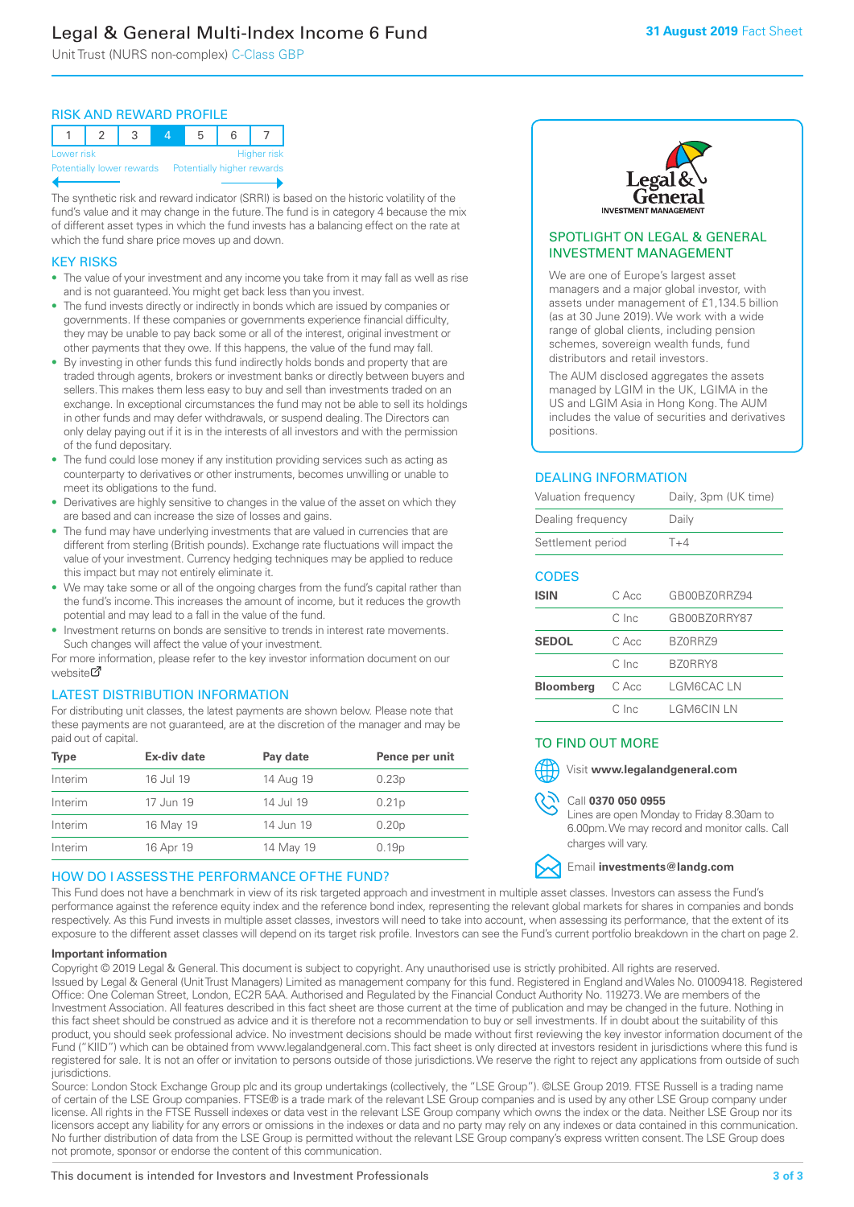# Legal & General Multi-Index Income 6 Fund

Unit Trust (NURS non-complex) C-Class GBP

31 August 2019 Fact Sheet

## RISK AND REWARD PROFILE

| 1 | 2 | 3 | 4 | 5 | 6 | 7 |
|---|---|---|---|---|---|---|

Lower risk — Higher risk

Potentially lower rewards — Potentially higher rewards

The synthetic risk and reward indicator (SRRI) is based on the historic volatility of the fund's value and it may change in the future. The fund is in category 4 because the mix of different asset types in which the fund invests has a balancing effect on the rate at which the fund share price moves up and down.

## KEY RISKS

- The value of your investment and any income you take from it may fall as well as rise and is not guaranteed. You might get back less than you invest.
- The fund invests directly or indirectly in bonds which are issued by companies or governments. If these companies or governments experience financial difficulty, they may be unable to pay back some or all of the interest, original investment or other payments that they owe. If this happens, the value of the fund may fall.
- By investing in other funds this fund indirectly holds bonds and property that are traded through agents, brokers or investment banks or directly between buyers and sellers. This makes them less easy to buy and sell than investments traded on an exchange. In exceptional circumstances the fund may not be able to sell its holdings in other funds and may defer withdrawals, or suspend dealing. The Directors can only delay paying out if it is in the interests of all investors and with the permission of the fund depositary.
- The fund could lose money if any institution providing services such as acting as counterparty to derivatives or other instruments, becomes unwilling or unable to meet its obligations to the fund.
- Derivatives are highly sensitive to changes in the value of the asset on which they are based and can increase the size of losses and gains.
- The fund may have underlying investments that are valued in currencies that are different from sterling (British pounds). Exchange rate fluctuations will impact the value of your investment. Currency hedging techniques may be applied to reduce this impact but may not entirely eliminate it.
- We may take some or all of the ongoing charges from the fund's capital rather than the fund's income. This increases the amount of income, but it reduces the growth potential and may lead to a fall in the value of the fund.
- Investment returns on bonds are sensitive to trends in interest rate movements. Such changes will affect the value of your investment.

For more information, please refer to the key investor information document on our website

## LATEST DISTRIBUTION INFORMATION

For distributing unit classes, the latest payments are shown below. Please note that these payments are not guaranteed, are at the discretion of the manager and may be paid out of capital.

| Type | Ex-div date | Pay date | Pence per unit |
|---|---|---|---|
| Interim | 16 Jul 19 | 14 Aug 19 | 0.23p |
| Interim | 17 Jun 19 | 14 Jul 19 | 0.21p |
| Interim | 16 May 19 | 14 Jun 19 | 0.20p |
| Interim | 16 Apr 19 | 14 May 19 | 0.19p |

## HOW DO I ASSESS THE PERFORMANCE OF THE FUND?

This Fund does not have a benchmark in view of its risk targeted approach and investment in multiple asset classes. Investors can assess the Fund's performance against the reference equity index and the reference bond index, representing the relevant global markets for shares in companies and bonds respectively. As this Fund invests in multiple asset classes, investors will need to take into account, when assessing its performance, that the extent of its exposure to the different asset classes will depend on its target risk profile. Investors can see the Fund's current portfolio breakdown in the chart on page 2.

## SPOTLIGHT ON LEGAL & GENERAL INVESTMENT MANAGEMENT

We are one of Europe's largest asset managers and a major global investor, with assets under management of £1,134.5 billion (as at 30 June 2019). We work with a wide range of global clients, including pension schemes, sovereign wealth funds, fund distributors and retail investors.

The AUM disclosed aggregates the assets managed by LGIM in the UK, LGIMA in the US and LGIM Asia in Hong Kong. The AUM includes the value of securities and derivatives positions.

## DEALING INFORMATION

| | |
|---|---|
| Valuation frequency | Daily, 3pm (UK time) |
| Dealing frequency | Daily |
| Settlement period | T+4 |

## CODES

| | | |
|---|---|---|
| **ISIN** | C Acc | GB00BZ0RRZ94 |
| | C Inc | GB00BZ0RRY87 |
| **SEDOL** | C Acc | BZ0RRZ9 |
| | C Inc | BZ0RRY8 |
| **Bloomberg** | C Acc | LGM6CAC LN |
| | C Inc | LGM6CIN LN |

## TO FIND OUT MORE

Visit **www.legalandgeneral.com**

Call **0370 050 0955**
Lines are open Monday to Friday 8.30am to 6.00pm. We may record and monitor calls. Call charges will vary.

Email **investments@landg.com**

### Important information

Copyright © 2019 Legal & General. This document is subject to copyright. Any unauthorised use is strictly prohibited. All rights are reserved.

Issued by Legal & General (Unit Trust Managers) Limited as management company for this fund. Registered in England and Wales No. 01009418. Registered Office: One Coleman Street, London, EC2R 5AA. Authorised and Regulated by the Financial Conduct Authority No. 119273. We are members of the Investment Association. All features described in this fact sheet are those current at the time of publication and may be changed in the future. Nothing in this fact sheet should be construed as advice and it is therefore not a recommendation to buy or sell investments. If in doubt about the suitability of this product, you should seek professional advice. No investment decisions should be made without first reviewing the key investor information document of the Fund ("KIID") which can be obtained from www.legalandgeneral.com. This fact sheet is only directed at investors resident in jurisdictions where this fund is registered for sale. It is not an offer or invitation to persons outside of those jurisdictions. We reserve the right to reject any applications from outside of such jurisdictions.

Source: London Stock Exchange Group plc and its group undertakings (collectively, the "LSE Group"). ©LSE Group 2019. FTSE Russell is a trading name of certain of the LSE Group companies. FTSE® is a trade mark of the relevant LSE Group companies and is used by any other LSE Group company under license. All rights in the FTSE Russell indexes or data vest in the relevant LSE Group company which owns the index or the data. Neither LSE Group nor its licensors accept any liability for any errors or omissions in the indexes or data and no party may rely on any indexes or data contained in this communication. No further distribution of data from the LSE Group is permitted without the relevant LSE Group company's express written consent. The LSE Group does not promote, sponsor or endorse the content of this communication.

This document is intended for Investors and Investment Professionals